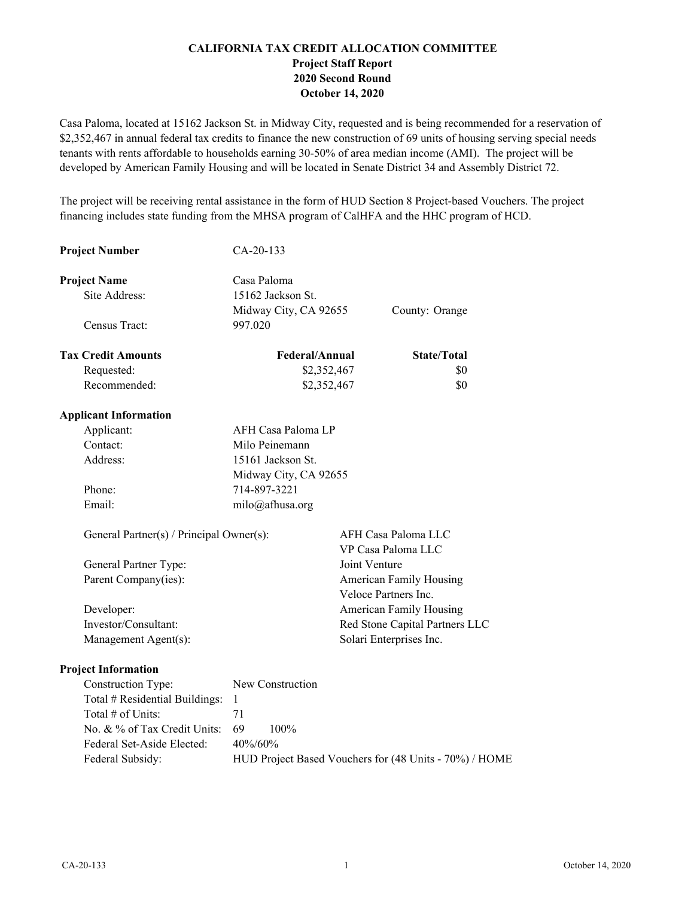# CALIFORNIA TAX CREDIT ALLOCATION COMMITTEE
## Project Staff Report
## 2020 Second Round
## October 14, 2020

Casa Paloma, located at 15162 Jackson St. in Midway City, requested and is being recommended for a reservation of $2,352,467 in annual federal tax credits to finance the new construction of 69 units of housing serving special needs tenants with rents affordable to households earning 30-50% of area median income (AMI). The project will be developed by American Family Housing and will be located in Senate District 34 and Assembly District 72.

The project will be receiving rental assistance in the form of HUD Section 8 Project-based Vouchers. The project financing includes state funding from the MHSA program of CalHFA and the HHC program of HCD.

**Project Number** CA-20-133

**Project Name** Casa Paloma

| | | |
|---|---|---|
| Site Address: | 15162 Jackson St. | |
| | Midway City, CA 92655 | County: Orange |
| Census Tract: | 997.020 | |

| **Tax Credit Amounts** | **Federal/Annual** | **State/Total** |
|---|---|---|
| Requested: | $2,352,467 | $0 |
| Recommended: | $2,352,467 | $0 |

**Applicant Information**

| | |
|---|---|
| Applicant: | AFH Casa Paloma LP |
| Contact: | Milo Peinemann |
| Address: | 15161 Jackson St. |
| | Midway City, CA 92655 |
| Phone: | 714-897-3221 |
| Email: | milo@afhusa.org |

| | |
|---|---|
| General Partner(s) / Principal Owner(s): | AFH Casa Paloma LLC |
| | VP Casa Paloma LLC |
| General Partner Type: | Joint Venture |
| Parent Company(ies): | American Family Housing |
| | Veloce Partners Inc. |
| Developer: | American Family Housing |
| Investor/Consultant: | Red Stone Capital Partners LLC |
| Management Agent(s): | Solari Enterprises Inc. |

**Project Information**

| | |
|---|---|
| Construction Type: | New Construction |
| Total # Residential Buildings: | 1 |
| Total # of Units: | 71 |
| No. & % of Tax Credit Units: | 69 100% |
| Federal Set-Aside Elected: | 40%/60% |
| Federal Subsidy: | HUD Project Based Vouchers for (48 Units - 70%) / HOME |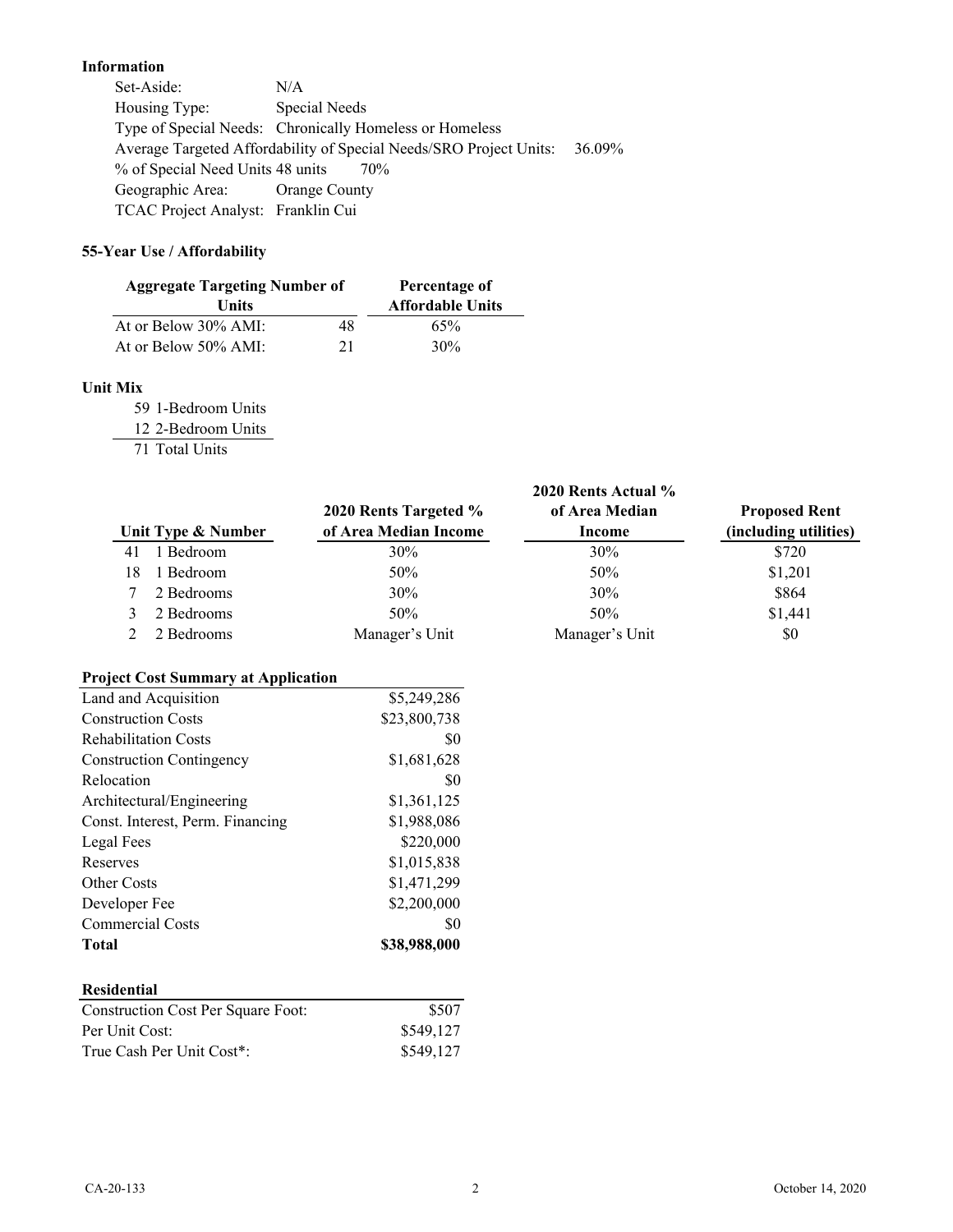**Information**

Set-Aside: N/A
Housing Type: Special Needs
Type of Special Needs: Chronically Homeless or Homeless
Average Targeted Affordability of Special Needs/SRO Project Units: 36.09%
% of Special Need Units 48 units 70%
Geographic Area: Orange County
TCAC Project Analyst: Franklin Cui

**55-Year Use / Affordability**

| Aggregate Targeting Number of Units | | Percentage of Affordable Units |
|---|---|---|
| At or Below 30% AMI: | 48 | 65% |
| At or Below 50% AMI: | 21 | 30% |

**Unit Mix**

59 1-Bedroom Units
12 2-Bedroom Units
71 Total Units

| Unit Type & Number | 2020 Rents Targeted % of Area Median Income | 2020 Rents Actual % of Area Median Income | Proposed Rent (including utilities) |
|---|---|---|---|
| 41 1 Bedroom | 30% | 30% | $720 |
| 18 1 Bedroom | 50% | 50% | $1,201 |
| 7 2 Bedrooms | 30% | 30% | $864 |
| 3 2 Bedrooms | 50% | 50% | $1,441 |
| 2 2 Bedrooms | Manager's Unit | Manager's Unit | $0 |

| Project Cost Summary at Application | |
|---|---|
| Land and Acquisition | $5,249,286 |
| Construction Costs | $23,800,738 |
| Rehabilitation Costs | $0 |
| Construction Contingency | $1,681,628 |
| Relocation | $0 |
| Architectural/Engineering | $1,361,125 |
| Const. Interest, Perm. Financing | $1,988,086 |
| Legal Fees | $220,000 |
| Reserves | $1,015,838 |
| Other Costs | $1,471,299 |
| Developer Fee | $2,200,000 |
| Commercial Costs | $0 |
| **Total** | **$38,988,000** |

| Residential | |
|---|---|
| Construction Cost Per Square Foot: | $507 |
| Per Unit Cost: | $549,127 |
| True Cash Per Unit Cost*: | $549,127 |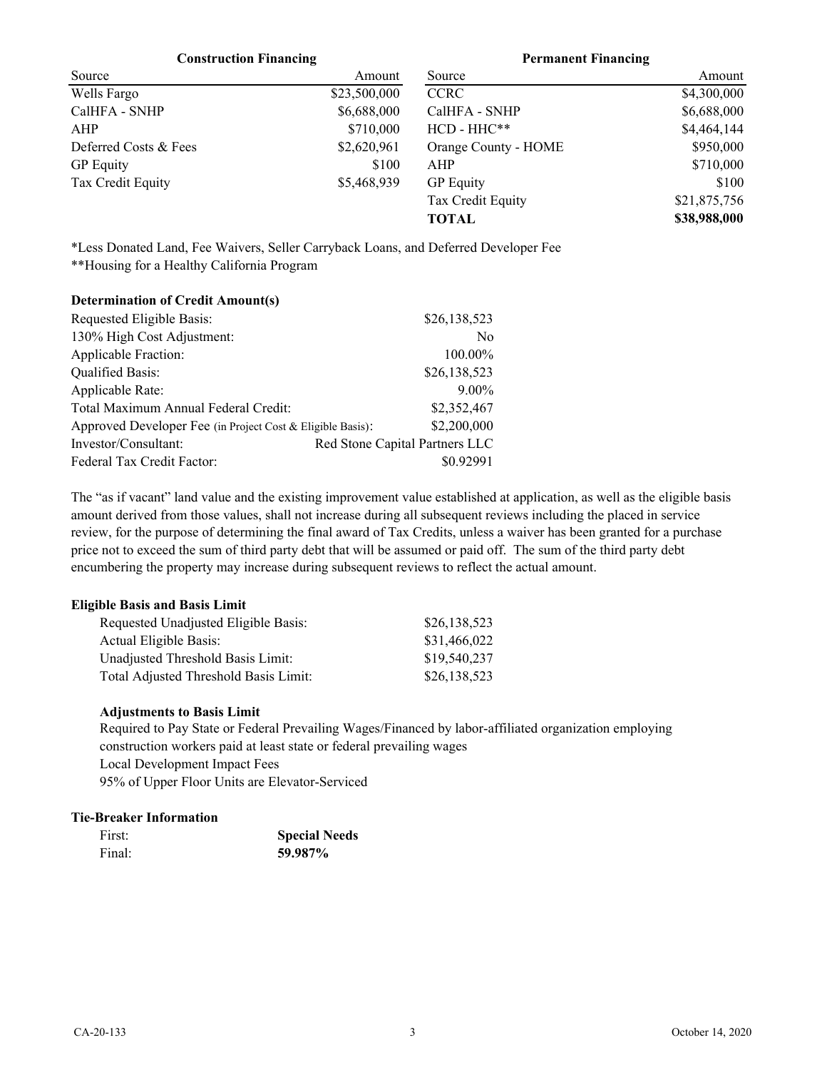**Construction Financing**

| Source | Amount |
|---|---|
| Wells Fargo | $23,500,000 |
| CalHFA - SNHP | $6,688,000 |
| AHP | $710,000 |
| Deferred Costs & Fees | $2,620,961 |
| GP Equity | $100 |
| Tax Credit Equity | $5,468,939 |

**Permanent Financing**

| Source | Amount |
|---|---|
| CCRC | $4,300,000 |
| CalHFA - SNHP | $6,688,000 |
| HCD - HHC** | $4,464,144 |
| Orange County - HOME | $950,000 |
| AHP | $710,000 |
| GP Equity | $100 |
| Tax Credit Equity | $21,875,756 |
| **TOTAL** | **$38,988,000** |

*Less Donated Land, Fee Waivers, Seller Carryback Loans, and Deferred Developer Fee
**Housing for a Healthy California Program

**Determination of Credit Amount(s)**

| | |
|---|---|
| Requested Eligible Basis: | $26,138,523 |
| 130% High Cost Adjustment: | No |
| Applicable Fraction: | 100.00% |
| Qualified Basis: | $26,138,523 |
| Applicable Rate: | 9.00% |
| Total Maximum Annual Federal Credit: | $2,352,467 |
| Approved Developer Fee (in Project Cost & Eligible Basis): | $2,200,000 |
| Investor/Consultant: | Red Stone Capital Partners LLC |
| Federal Tax Credit Factor: | $0.92991 |

The "as if vacant" land value and the existing improvement value established at application, as well as the eligible basis amount derived from those values, shall not increase during all subsequent reviews including the placed in service review, for the purpose of determining the final award of Tax Credits, unless a waiver has been granted for a purchase price not to exceed the sum of third party debt that will be assumed or paid off. The sum of the third party debt encumbering the property may increase during subsequent reviews to reflect the actual amount.

**Eligible Basis and Basis Limit**

| | |
|---|---|
| Requested Unadjusted Eligible Basis: | $26,138,523 |
| Actual Eligible Basis: | $31,466,022 |
| Unadjusted Threshold Basis Limit: | $19,540,237 |
| Total Adjusted Threshold Basis Limit: | $26,138,523 |

**Adjustments to Basis Limit**

Required to Pay State or Federal Prevailing Wages/Financed by labor-affiliated organization employing construction workers paid at least state or federal prevailing wages
Local Development Impact Fees
95% of Upper Floor Units are Elevator-Serviced

**Tie-Breaker Information**

| | |
|---|---|
| First: | **Special Needs** |
| Final: | **59.987%** |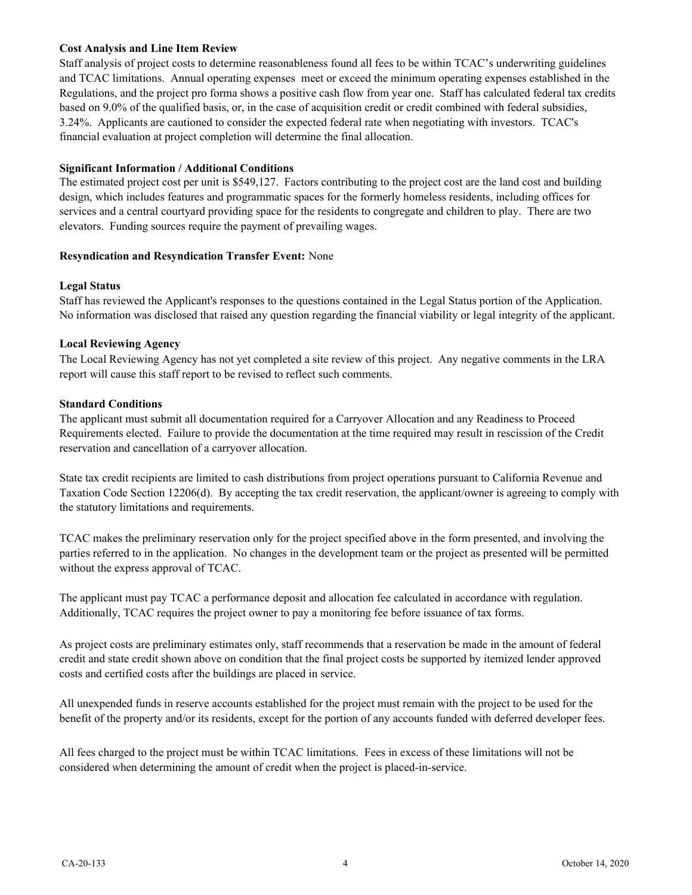**Cost Analysis and Line Item Review**

Staff analysis of project costs to determine reasonableness found all fees to be within TCAC's underwriting guidelines and TCAC limitations. Annual operating expenses meet or exceed the minimum operating expenses established in the Regulations, and the project pro forma shows a positive cash flow from year one. Staff has calculated federal tax credits based on 9.0% of the qualified basis, or, in the case of acquisition credit or credit combined with federal subsidies, 3.24%. Applicants are cautioned to consider the expected federal rate when negotiating with investors. TCAC's financial evaluation at project completion will determine the final allocation.

**Significant Information / Additional Conditions**

The estimated project cost per unit is $549,127. Factors contributing to the project cost are the land cost and building design, which includes features and programmatic spaces for the formerly homeless residents, including offices for services and a central courtyard providing space for the residents to congregate and children to play. There are two elevators. Funding sources require the payment of prevailing wages.

**Resyndication and Resyndication Transfer Event:** None

**Legal Status**

Staff has reviewed the Applicant's responses to the questions contained in the Legal Status portion of the Application. No information was disclosed that raised any question regarding the financial viability or legal integrity of the applicant.

**Local Reviewing Agency**

The Local Reviewing Agency has not yet completed a site review of this project. Any negative comments in the LRA report will cause this staff report to be revised to reflect such comments.

**Standard Conditions**

The applicant must submit all documentation required for a Carryover Allocation and any Readiness to Proceed Requirements elected. Failure to provide the documentation at the time required may result in rescission of the Credit reservation and cancellation of a carryover allocation.

State tax credit recipients are limited to cash distributions from project operations pursuant to California Revenue and Taxation Code Section 12206(d). By accepting the tax credit reservation, the applicant/owner is agreeing to comply with the statutory limitations and requirements.

TCAC makes the preliminary reservation only for the project specified above in the form presented, and involving the parties referred to in the application. No changes in the development team or the project as presented will be permitted without the express approval of TCAC.

The applicant must pay TCAC a performance deposit and allocation fee calculated in accordance with regulation. Additionally, TCAC requires the project owner to pay a monitoring fee before issuance of tax forms.

As project costs are preliminary estimates only, staff recommends that a reservation be made in the amount of federal credit and state credit shown above on condition that the final project costs be supported by itemized lender approved costs and certified costs after the buildings are placed in service.

All unexpended funds in reserve accounts established for the project must remain with the project to be used for the benefit of the property and/or its residents, except for the portion of any accounts funded with deferred developer fees.

All fees charged to the project must be within TCAC limitations. Fees in excess of these limitations will not be considered when determining the amount of credit when the project is placed-in-service.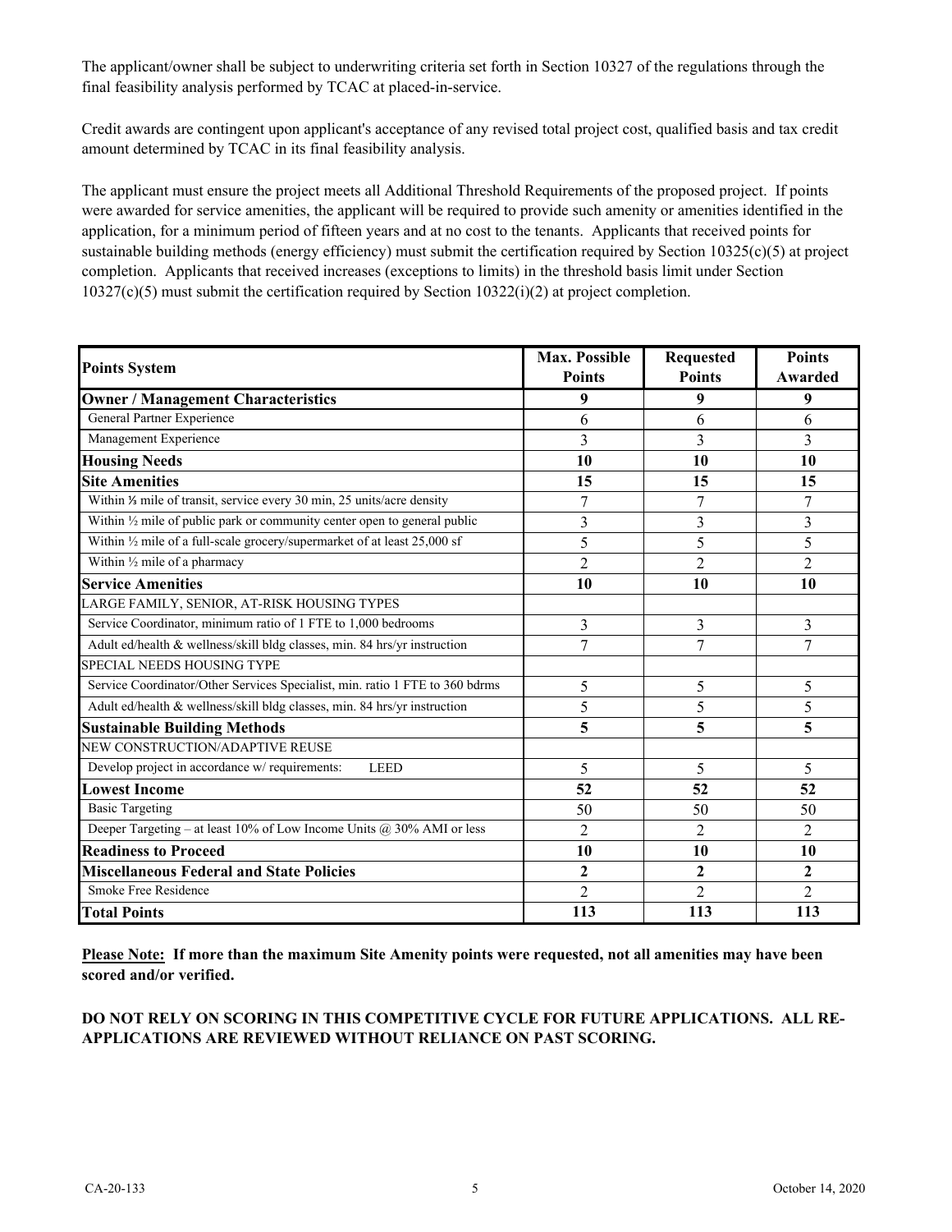The applicant/owner shall be subject to underwriting criteria set forth in Section 10327 of the regulations through the final feasibility analysis performed by TCAC at placed-in-service.

Credit awards are contingent upon applicant's acceptance of any revised total project cost, qualified basis and tax credit amount determined by TCAC in its final feasibility analysis.

The applicant must ensure the project meets all Additional Threshold Requirements of the proposed project. If points were awarded for service amenities, the applicant will be required to provide such amenity or amenities identified in the application, for a minimum period of fifteen years and at no cost to the tenants. Applicants that received points for sustainable building methods (energy efficiency) must submit the certification required by Section 10325(c)(5) at project completion. Applicants that received increases (exceptions to limits) in the threshold basis limit under Section 10327(c)(5) must submit the certification required by Section 10322(i)(2) at project completion.

| Points System | Max. Possible Points | Requested Points | Points Awarded |
|---|---|---|---|
| **Owner / Management Characteristics** | **9** | **9** | **9** |
| General Partner Experience | 6 | 6 | 6 |
| Management Experience | 3 | 3 | 3 |
| **Housing Needs** | **10** | **10** | **10** |
| **Site Amenities** | **15** | **15** | **15** |
| Within ⅓ mile of transit, service every 30 min, 25 units/acre density | 7 | 7 | 7 |
| Within ½ mile of public park or community center open to general public | 3 | 3 | 3 |
| Within ½ mile of a full-scale grocery/supermarket of at least 25,000 sf | 5 | 5 | 5 |
| Within ½ mile of a pharmacy | 2 | 2 | 2 |
| **Service Amenities** | **10** | **10** | **10** |
| LARGE FAMILY, SENIOR, AT-RISK HOUSING TYPES | | | |
| Service Coordinator, minimum ratio of 1 FTE to 1,000 bedrooms | 3 | 3 | 3 |
| Adult ed/health & wellness/skill bldg classes, min. 84 hrs/yr instruction | 7 | 7 | 7 |
| SPECIAL NEEDS HOUSING TYPE | | | |
| Service Coordinator/Other Services Specialist, min. ratio 1 FTE to 360 bdrms | 5 | 5 | 5 |
| Adult ed/health & wellness/skill bldg classes, min. 84 hrs/yr instruction | 5 | 5 | 5 |
| **Sustainable Building Methods** | **5** | **5** | **5** |
| NEW CONSTRUCTION/ADAPTIVE REUSE | | | |
| Develop project in accordance w/ requirements: LEED | 5 | 5 | 5 |
| **Lowest Income** | **52** | **52** | **52** |
| Basic Targeting | 50 | 50 | 50 |
| Deeper Targeting – at least 10% of Low Income Units @ 30% AMI or less | 2 | 2 | 2 |
| **Readiness to Proceed** | **10** | **10** | **10** |
| **Miscellaneous Federal and State Policies** | **2** | **2** | **2** |
| Smoke Free Residence | 2 | 2 | 2 |
| **Total Points** | **113** | **113** | **113** |

**Please Note: If more than the maximum Site Amenity points were requested, not all amenities may have been scored and/or verified.**

**DO NOT RELY ON SCORING IN THIS COMPETITIVE CYCLE FOR FUTURE APPLICATIONS. ALL RE-APPLICATIONS ARE REVIEWED WITHOUT RELIANCE ON PAST SCORING.**